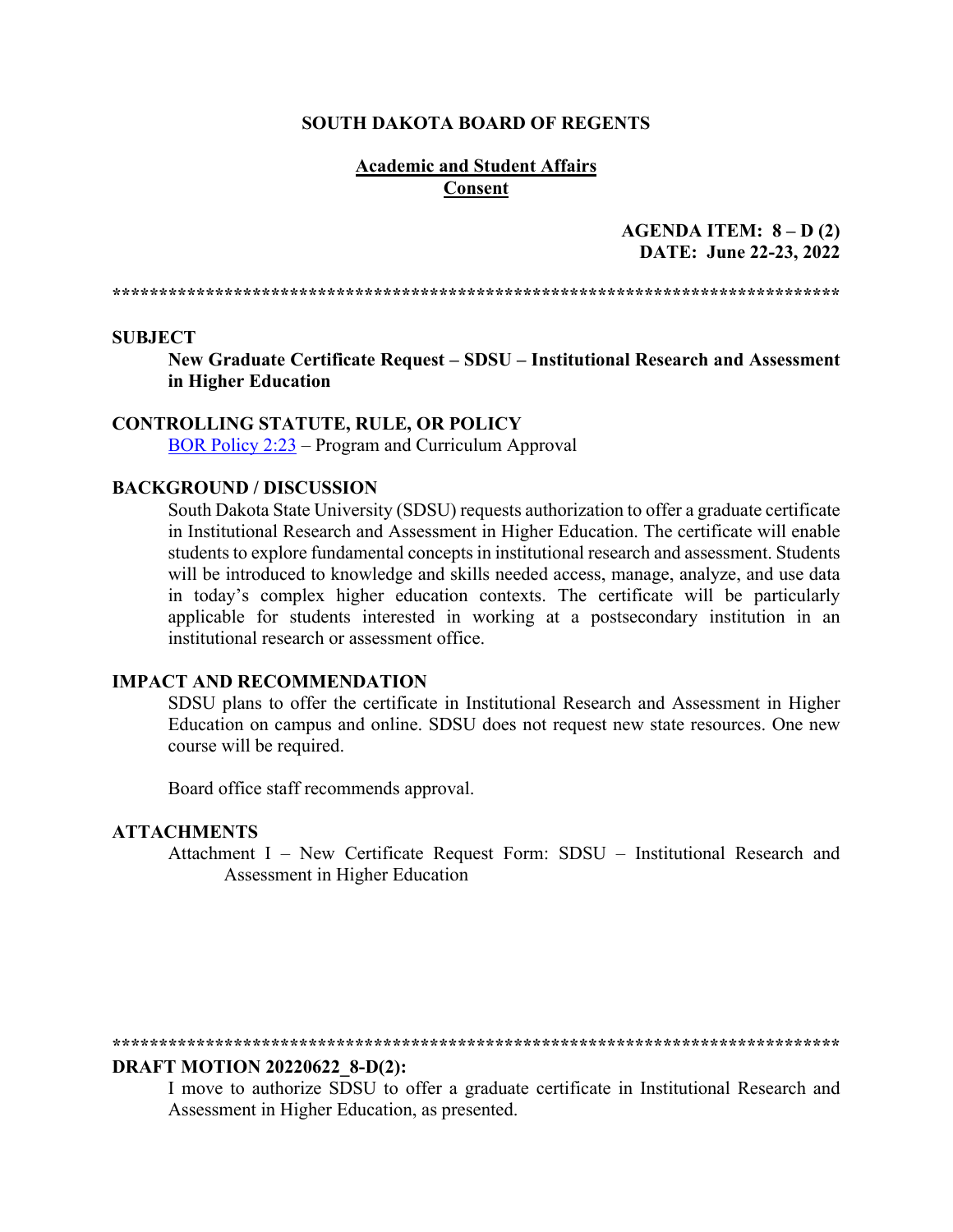**SOUTH DAKOTA BOARD OF REGENTS**

**Academic and Student Affairs**
**Consent**

**AGENDA ITEM: 8 – D (2)**
**DATE: June 22-23, 2022**

******************************************************************************

**SUBJECT**

**New Graduate Certificate Request – SDSU – Institutional Research and Assessment in Higher Education**

**CONTROLLING STATUTE, RULE, OR POLICY**

[BOR Policy 2:23](BOR Policy 2:23) – Program and Curriculum Approval

**BACKGROUND / DISCUSSION**

South Dakota State University (SDSU) requests authorization to offer a graduate certificate in Institutional Research and Assessment in Higher Education. The certificate will enable students to explore fundamental concepts in institutional research and assessment. Students will be introduced to knowledge and skills needed access, manage, analyze, and use data in today's complex higher education contexts. The certificate will be particularly applicable for students interested in working at a postsecondary institution in an institutional research or assessment office.

**IMPACT AND RECOMMENDATION**

SDSU plans to offer the certificate in Institutional Research and Assessment in Higher Education on campus and online. SDSU does not request new state resources. One new course will be required.

Board office staff recommends approval.

**ATTACHMENTS**

Attachment I – New Certificate Request Form: SDSU – Institutional Research and Assessment in Higher Education

******************************************************************************

**DRAFT MOTION 20220622_8-D(2):**

I move to authorize SDSU to offer a graduate certificate in Institutional Research and Assessment in Higher Education, as presented.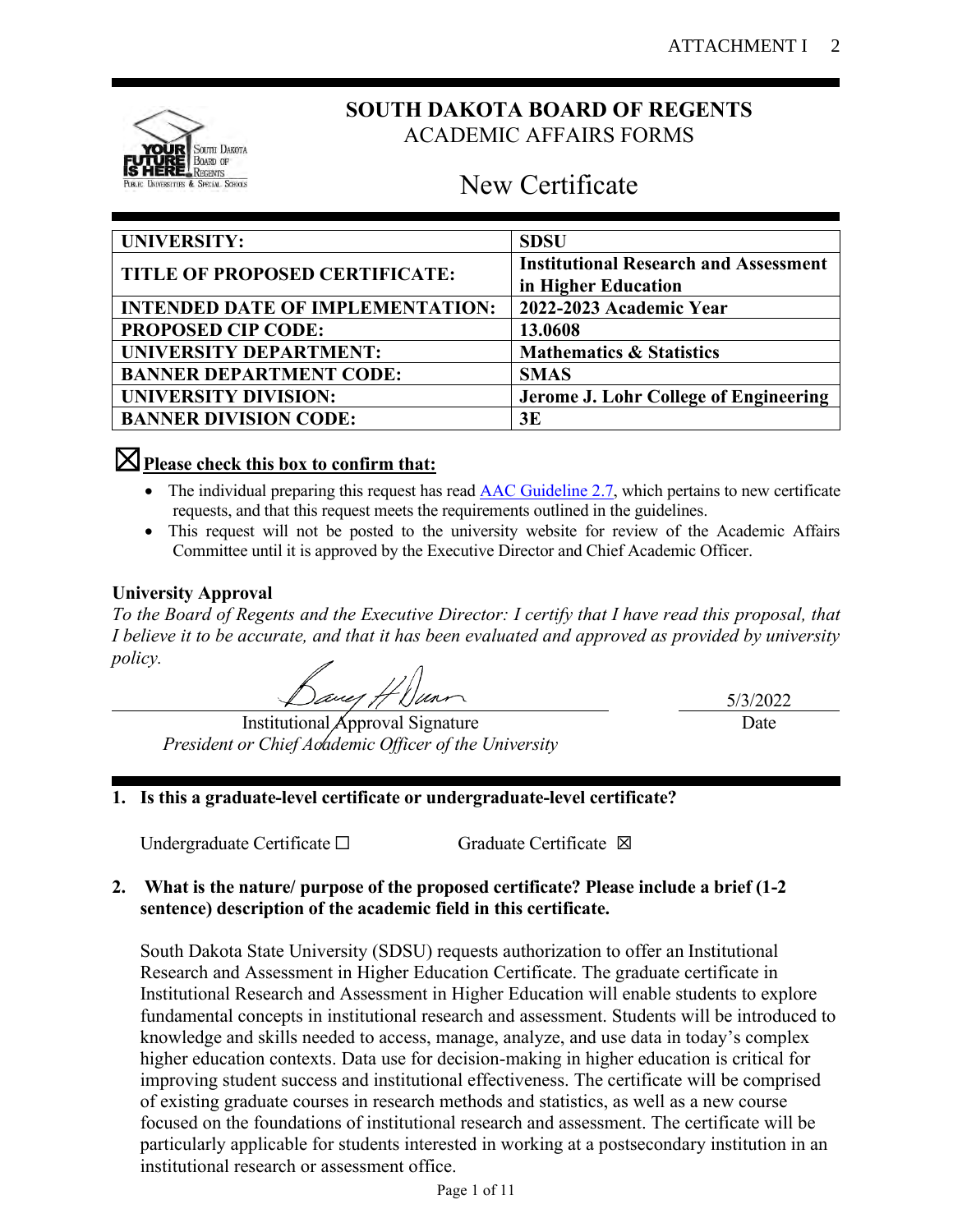# SOUTH DAKOTA BOARD OF REGENTS

ACADEMIC AFFAIRS FORMS

## New Certificate

| UNIVERSITY: | SDSU |
|---|---|
| TITLE OF PROPOSED CERTIFICATE: | Institutional Research and Assessment in Higher Education |
| INTENDED DATE OF IMPLEMENTATION: | 2022-2023 Academic Year |
| PROPOSED CIP CODE: | 13.0608 |
| UNIVERSITY DEPARTMENT: | Mathematics & Statistics |
| BANNER DEPARTMENT CODE: | SMAS |
| UNIVERSITY DIVISION: | Jerome J. Lohr College of Engineering |
| BANNER DIVISION CODE: | 3E |

☒ **Please check this box to confirm that:**

- The individual preparing this request has read AAC Guideline 2.7, which pertains to new certificate requests, and that this request meets the requirements outlined in the guidelines.
- This request will not be posted to the university website for review of the Academic Affairs Committee until it is approved by the Executive Director and Chief Academic Officer.

**University Approval**

*To the Board of Regents and the Executive Director: I certify that I have read this proposal, that I believe it to be accurate, and that it has been evaluated and approved as provided by university policy.*

Institutional Approval Signature
*President or Chief Academic Officer of the University*

Date: 5/3/2022

**1. Is this a graduate-level certificate or undergraduate-level certificate?**

Undergraduate Certificate ☐ Graduate Certificate ☒

**2. What is the nature/ purpose of the proposed certificate? Please include a brief (1-2 sentence) description of the academic field in this certificate.**

South Dakota State University (SDSU) requests authorization to offer an Institutional Research and Assessment in Higher Education Certificate. The graduate certificate in Institutional Research and Assessment in Higher Education will enable students to explore fundamental concepts in institutional research and assessment. Students will be introduced to knowledge and skills needed to access, manage, analyze, and use data in today's complex higher education contexts. Data use for decision-making in higher education is critical for improving student success and institutional effectiveness. The certificate will be comprised of existing graduate courses in research methods and statistics, as well as a new course focused on the foundations of institutional research and assessment. The certificate will be particularly applicable for students interested in working at a postsecondary institution in an institutional research or assessment office.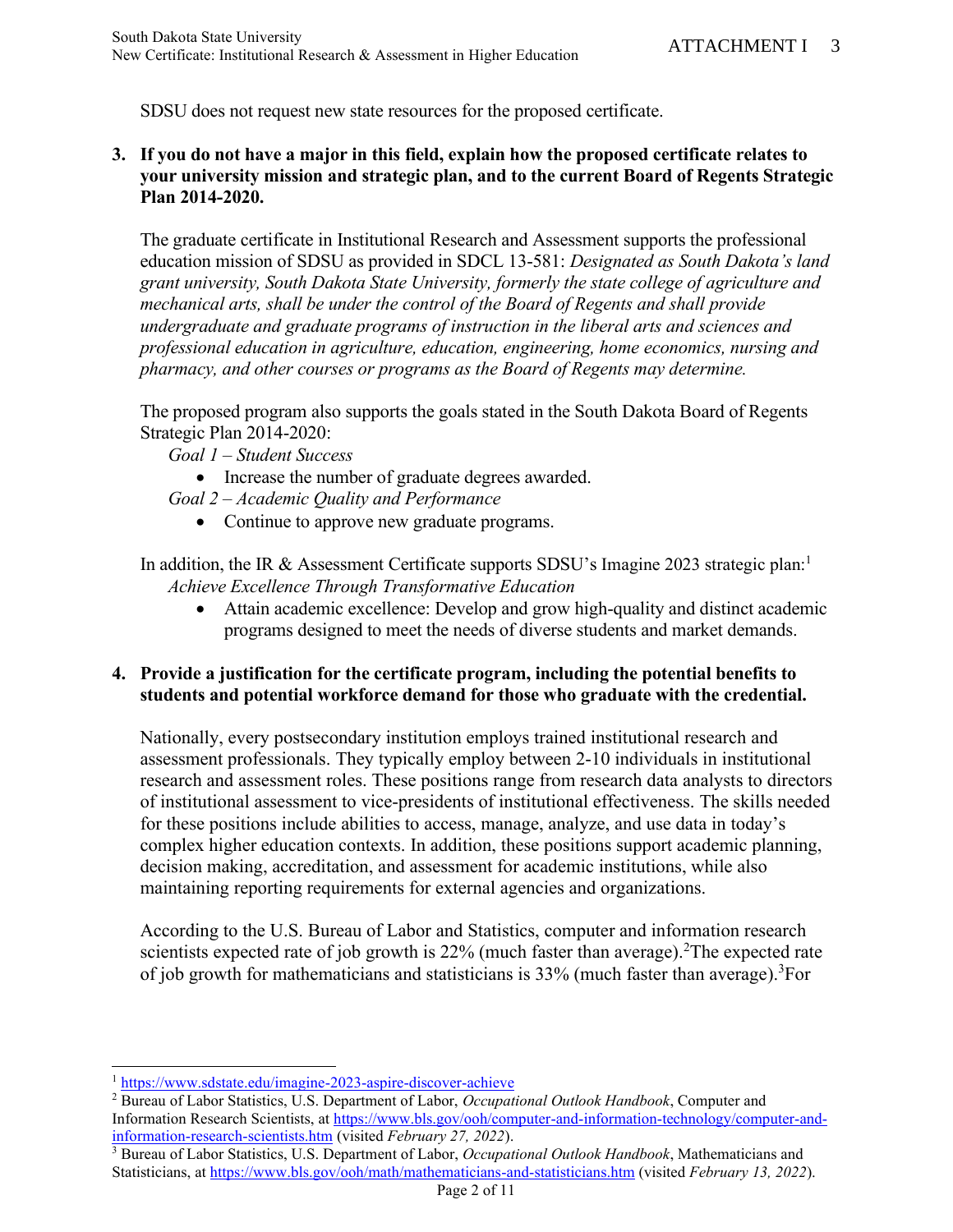SDSU does not request new state resources for the proposed certificate.

**3. If you do not have a major in this field, explain how the proposed certificate relates to your university mission and strategic plan, and to the current Board of Regents Strategic Plan 2014-2020.**

The graduate certificate in Institutional Research and Assessment supports the professional education mission of SDSU as provided in SDCL 13-581: *Designated as South Dakota's land grant university, South Dakota State University, formerly the state college of agriculture and mechanical arts, shall be under the control of the Board of Regents and shall provide undergraduate and graduate programs of instruction in the liberal arts and sciences and professional education in agriculture, education, engineering, home economics, nursing and pharmacy, and other courses or programs as the Board of Regents may determine.*

The proposed program also supports the goals stated in the South Dakota Board of Regents Strategic Plan 2014-2020:

*Goal 1 – Student Success*

- Increase the number of graduate degrees awarded.

*Goal 2 – Academic Quality and Performance*

- Continue to approve new graduate programs.

In addition, the IR & Assessment Certificate supports SDSU's Imagine 2023 strategic plan:[1]

*Achieve Excellence Through Transformative Education*

- Attain academic excellence: Develop and grow high-quality and distinct academic programs designed to meet the needs of diverse students and market demands.

**4. Provide a justification for the certificate program, including the potential benefits to students and potential workforce demand for those who graduate with the credential.**

Nationally, every postsecondary institution employs trained institutional research and assessment professionals. They typically employ between 2-10 individuals in institutional research and assessment roles. These positions range from research data analysts to directors of institutional assessment to vice-presidents of institutional effectiveness. The skills needed for these positions include abilities to access, manage, analyze, and use data in today's complex higher education contexts. In addition, these positions support academic planning, decision making, accreditation, and assessment for academic institutions, while also maintaining reporting requirements for external agencies and organizations.

According to the U.S. Bureau of Labor and Statistics, computer and information research scientists expected rate of job growth is 22% (much faster than average).[2]The expected rate of job growth for mathematicians and statisticians is 33% (much faster than average).[3]For

---

[1] https://www.sdstate.edu/imagine-2023-aspire-discover-achieve

[2] Bureau of Labor Statistics, U.S. Department of Labor, *Occupational Outlook Handbook*, Computer and Information Research Scientists, at https://www.bls.gov/ooh/computer-and-information-technology/computer-and-information-research-scientists.htm (visited *February 27, 2022*).

[3] Bureau of Labor Statistics, U.S. Department of Labor, *Occupational Outlook Handbook*, Mathematicians and Statisticians, at https://www.bls.gov/ooh/math/mathematicians-and-statisticians.htm (visited *February 13, 2022*).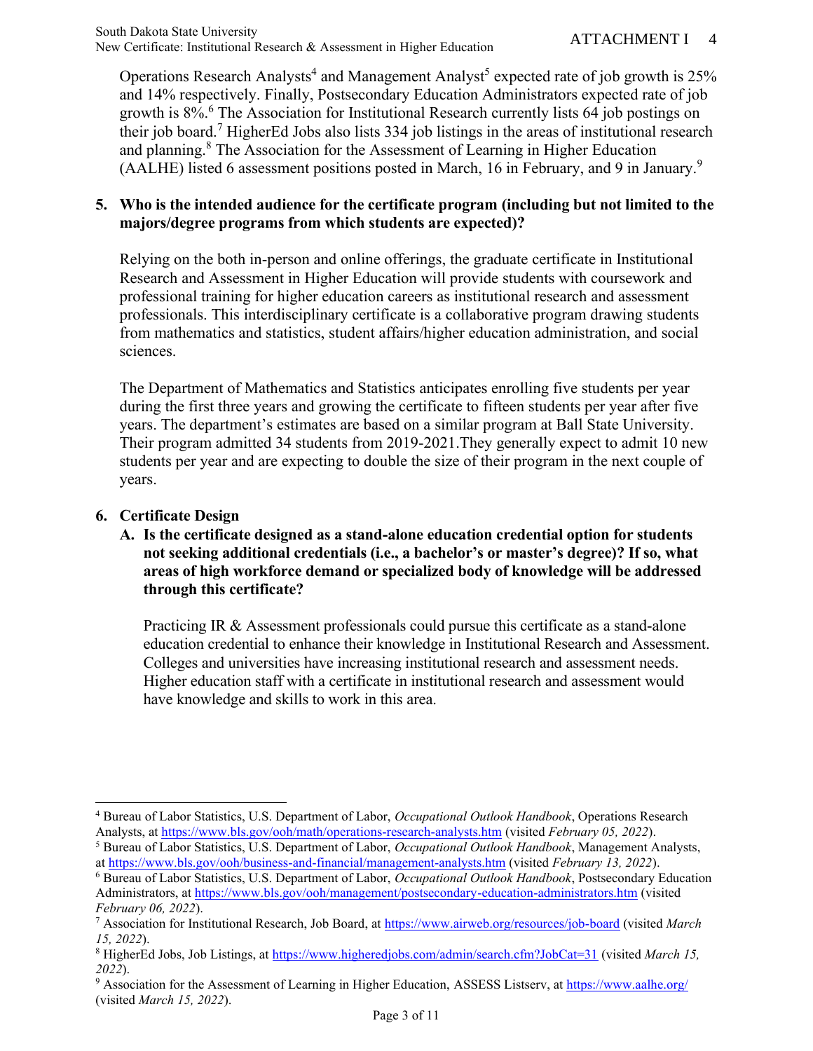Operations Research Analysts[4] and Management Analyst[5] expected rate of job growth is 25% and 14% respectively. Finally, Postsecondary Education Administrators expected rate of job growth is 8%.[6] The Association for Institutional Research currently lists 64 job postings on their job board.[7] HigherEd Jobs also lists 334 job listings in the areas of institutional research and planning.[8] The Association for the Assessment of Learning in Higher Education (AALHE) listed 6 assessment positions posted in March, 16 in February, and 9 in January.[9]

**5. Who is the intended audience for the certificate program (including but not limited to the majors/degree programs from which students are expected)?**

Relying on the both in-person and online offerings, the graduate certificate in Institutional Research and Assessment in Higher Education will provide students with coursework and professional training for higher education careers as institutional research and assessment professionals. This interdisciplinary certificate is a collaborative program drawing students from mathematics and statistics, student affairs/higher education administration, and social sciences.

The Department of Mathematics and Statistics anticipates enrolling five students per year during the first three years and growing the certificate to fifteen students per year after five years. The department's estimates are based on a similar program at Ball State University. Their program admitted 34 students from 2019-2021.They generally expect to admit 10 new students per year and are expecting to double the size of their program in the next couple of years.

**6. Certificate Design**

**A. Is the certificate designed as a stand-alone education credential option for students not seeking additional credentials (i.e., a bachelor's or master's degree)? If so, what areas of high workforce demand or specialized body of knowledge will be addressed through this certificate?**

Practicing IR & Assessment professionals could pursue this certificate as a stand-alone education credential to enhance their knowledge in Institutional Research and Assessment. Colleges and universities have increasing institutional research and assessment needs. Higher education staff with a certificate in institutional research and assessment would have knowledge and skills to work in this area.

---

[4] Bureau of Labor Statistics, U.S. Department of Labor, *Occupational Outlook Handbook*, Operations Research Analysts, at https://www.bls.gov/ooh/math/operations-research-analysts.htm (visited *February 05, 2022*).

[5] Bureau of Labor Statistics, U.S. Department of Labor, *Occupational Outlook Handbook*, Management Analysts, at https://www.bls.gov/ooh/business-and-financial/management-analysts.htm (visited *February 13, 2022*).

[6] Bureau of Labor Statistics, U.S. Department of Labor, *Occupational Outlook Handbook*, Postsecondary Education Administrators, at https://www.bls.gov/ooh/management/postsecondary-education-administrators.htm (visited *February 06, 2022*).

[7] Association for Institutional Research, Job Board, at https://www.airweb.org/resources/job-board (visited *March 15, 2022*).

[8] HigherEd Jobs, Job Listings, at https://www.higheredjobs.com/admin/search.cfm?JobCat=31 (visited *March 15, 2022*).

[9] Association for the Assessment of Learning in Higher Education, ASSESS Listserv, at https://www.aalhe.org/ (visited *March 15, 2022*).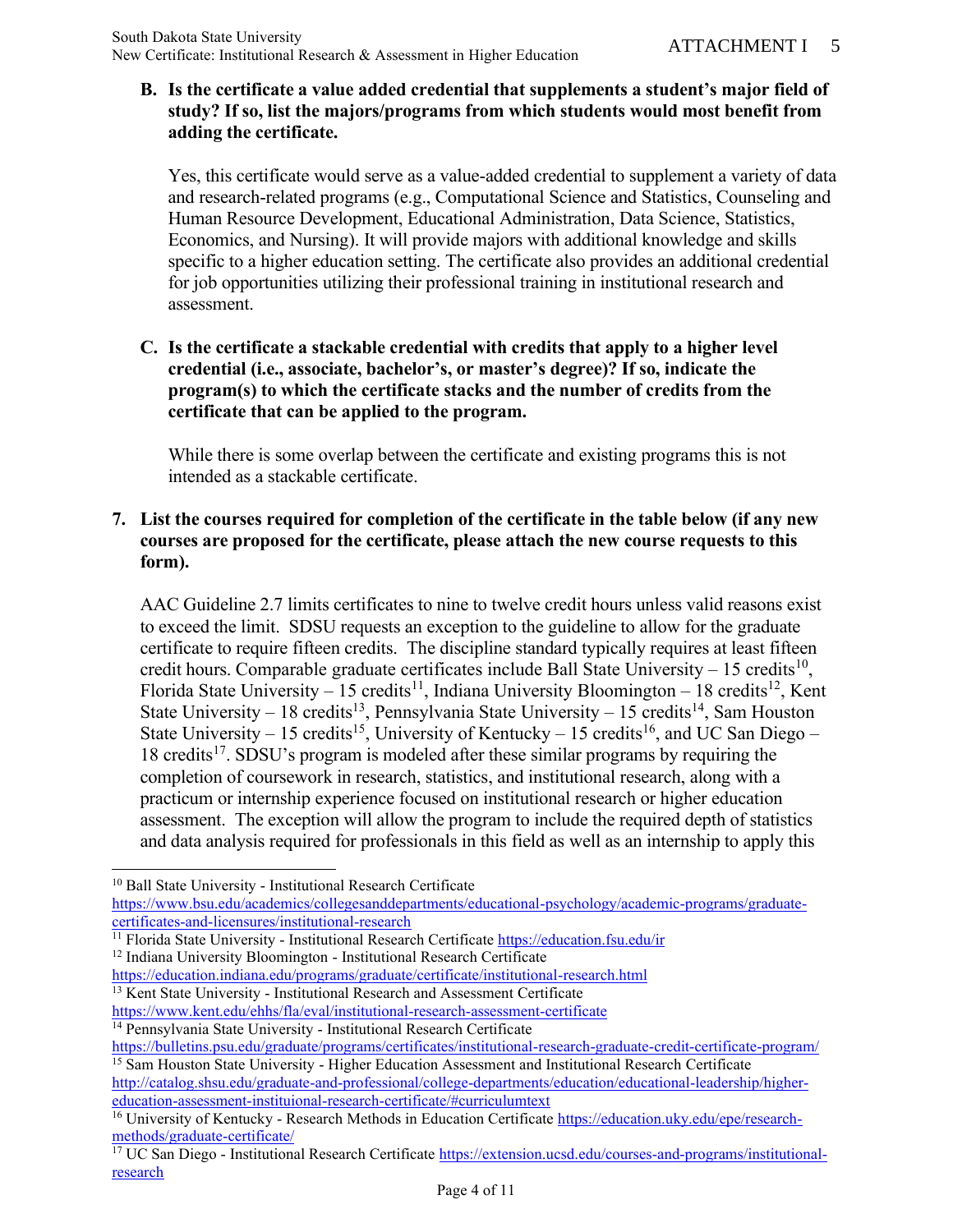**B. Is the certificate a value added credential that supplements a student's major field of study? If so, list the majors/programs from which students would most benefit from adding the certificate.**

Yes, this certificate would serve as a value-added credential to supplement a variety of data and research-related programs (e.g., Computational Science and Statistics, Counseling and Human Resource Development, Educational Administration, Data Science, Statistics, Economics, and Nursing). It will provide majors with additional knowledge and skills specific to a higher education setting. The certificate also provides an additional credential for job opportunities utilizing their professional training in institutional research and assessment.

**C. Is the certificate a stackable credential with credits that apply to a higher level credential (i.e., associate, bachelor's, or master's degree)? If so, indicate the program(s) to which the certificate stacks and the number of credits from the certificate that can be applied to the program.**

While there is some overlap between the certificate and existing programs this is not intended as a stackable certificate.

**7. List the courses required for completion of the certificate in the table below (if any new courses are proposed for the certificate, please attach the new course requests to this form).**

AAC Guideline 2.7 limits certificates to nine to twelve credit hours unless valid reasons exist to exceed the limit. SDSU requests an exception to the guideline to allow for the graduate certificate to require fifteen credits. The discipline standard typically requires at least fifteen credit hours. Comparable graduate certificates include Ball State University – 15 credits[10], Florida State University – 15 credits[11], Indiana University Bloomington – 18 credits[12], Kent State University – 18 credits[13], Pennsylvania State University – 15 credits[14], Sam Houston State University – 15 credits[15], University of Kentucky – 15 credits[16], and UC San Diego – 18 credits[17]. SDSU's program is modeled after these similar programs by requiring the completion of coursework in research, statistics, and institutional research, along with a practicum or internship experience focused on institutional research or higher education assessment. The exception will allow the program to include the required depth of statistics and data analysis required for professionals in this field as well as an internship to apply this

---

[10] Ball State University - Institutional Research Certificate https://www.bsu.edu/academics/collegesanddepartments/educational-psychology/academic-programs/graduate-certificates-and-licensures/institutional-research

[11] Florida State University - Institutional Research Certificate https://education.fsu.edu/ir

[12] Indiana University Bloomington - Institutional Research Certificate https://education.indiana.edu/programs/graduate/certificate/institutional-research.html

[13] Kent State University - Institutional Research and Assessment Certificate https://www.kent.edu/ehhs/fla/eval/institutional-research-assessment-certificate

[14] Pennsylvania State University - Institutional Research Certificate https://bulletins.psu.edu/graduate/programs/certificates/institutional-research-graduate-credit-certificate-program/

[15] Sam Houston State University - Higher Education Assessment and Institutional Research Certificate http://catalog.shsu.edu/graduate-and-professional/college-departments/education/educational-leadership/higher-education-assessment-instituional-research-certificate/#curriculumtext

[16] University of Kentucky - Research Methods in Education Certificate https://education.uky.edu/epe/research-methods/graduate-certificate/

[17] UC San Diego - Institutional Research Certificate https://extension.ucsd.edu/courses-and-programs/institutional-research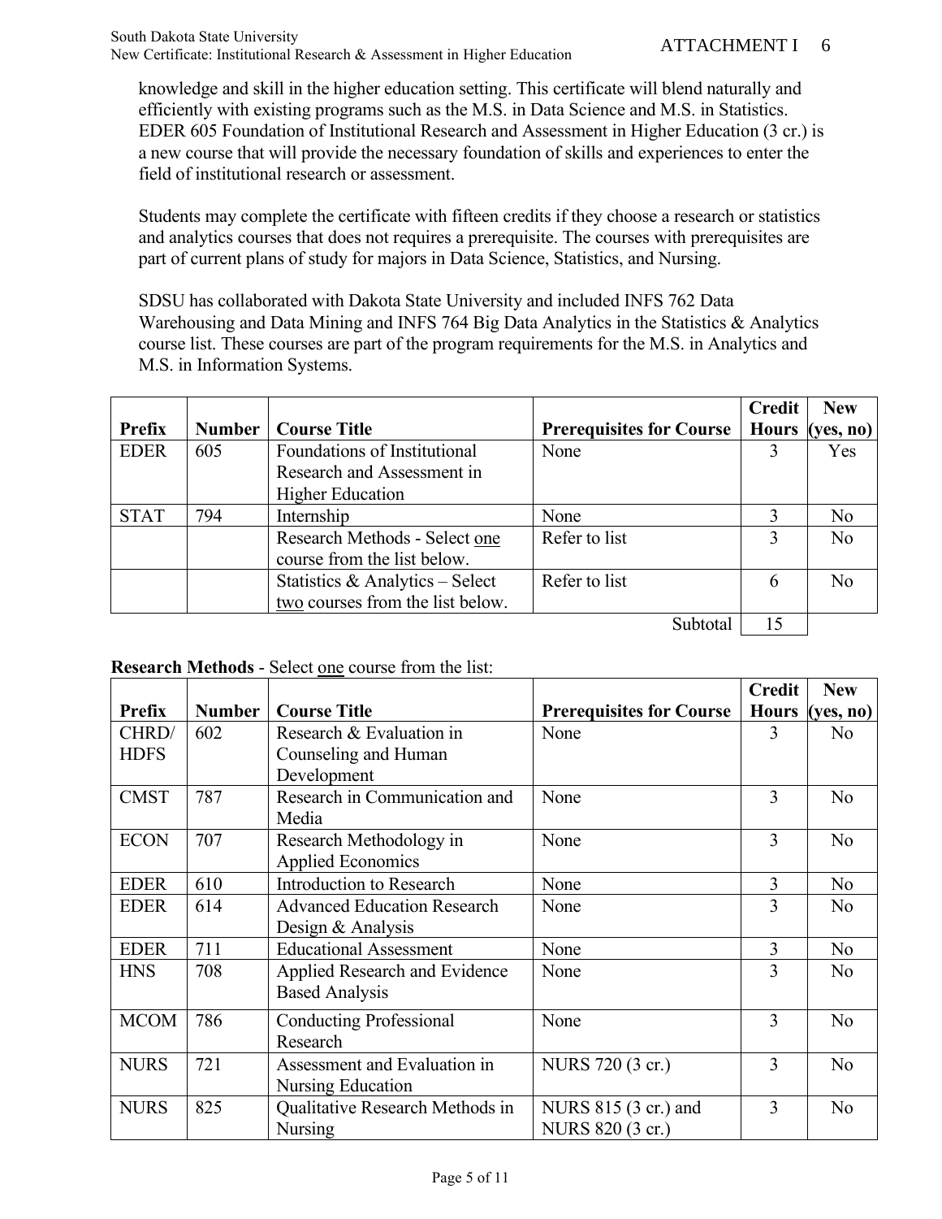knowledge and skill in the higher education setting. This certificate will blend naturally and efficiently with existing programs such as the M.S. in Data Science and M.S. in Statistics. EDER 605 Foundation of Institutional Research and Assessment in Higher Education (3 cr.) is a new course that will provide the necessary foundation of skills and experiences to enter the field of institutional research or assessment.

Students may complete the certificate with fifteen credits if they choose a research or statistics and analytics courses that does not requires a prerequisite. The courses with prerequisites are part of current plans of study for majors in Data Science, Statistics, and Nursing.

SDSU has collaborated with Dakota State University and included INFS 762 Data Warehousing and Data Mining and INFS 764 Big Data Analytics in the Statistics & Analytics course list. These courses are part of the program requirements for the M.S. in Analytics and M.S. in Information Systems.

| Prefix | Number | Course Title | Prerequisites for Course | Credit Hours | New (yes, no) |
|---|---|---|---|---|---|
| EDER | 605 | Foundations of Institutional Research and Assessment in Higher Education | None | 3 | Yes |
| STAT | 794 | Internship | None | 3 | No |
| | | Research Methods - Select one course from the list below. | Refer to list | 3 | No |
| | | Statistics & Analytics – Select two courses from the list below. | Refer to list | 6 | No |
| | | | Subtotal | 15 | |

**Research Methods** - Select one course from the list:

| Prefix | Number | Course Title | Prerequisites for Course | Credit Hours | New (yes, no) |
|---|---|---|---|---|---|
| CHRD/ HDFS | 602 | Research & Evaluation in Counseling and Human Development | None | 3 | No |
| CMST | 787 | Research in Communication and Media | None | 3 | No |
| ECON | 707 | Research Methodology in Applied Economics | None | 3 | No |
| EDER | 610 | Introduction to Research | None | 3 | No |
| EDER | 614 | Advanced Education Research Design & Analysis | None | 3 | No |
| EDER | 711 | Educational Assessment | None | 3 | No |
| HNS | 708 | Applied Research and Evidence Based Analysis | None | 3 | No |
| MCOM | 786 | Conducting Professional Research | None | 3 | No |
| NURS | 721 | Assessment and Evaluation in Nursing Education | NURS 720 (3 cr.) | 3 | No |
| NURS | 825 | Qualitative Research Methods in Nursing | NURS 815 (3 cr.) and NURS 820 (3 cr.) | 3 | No |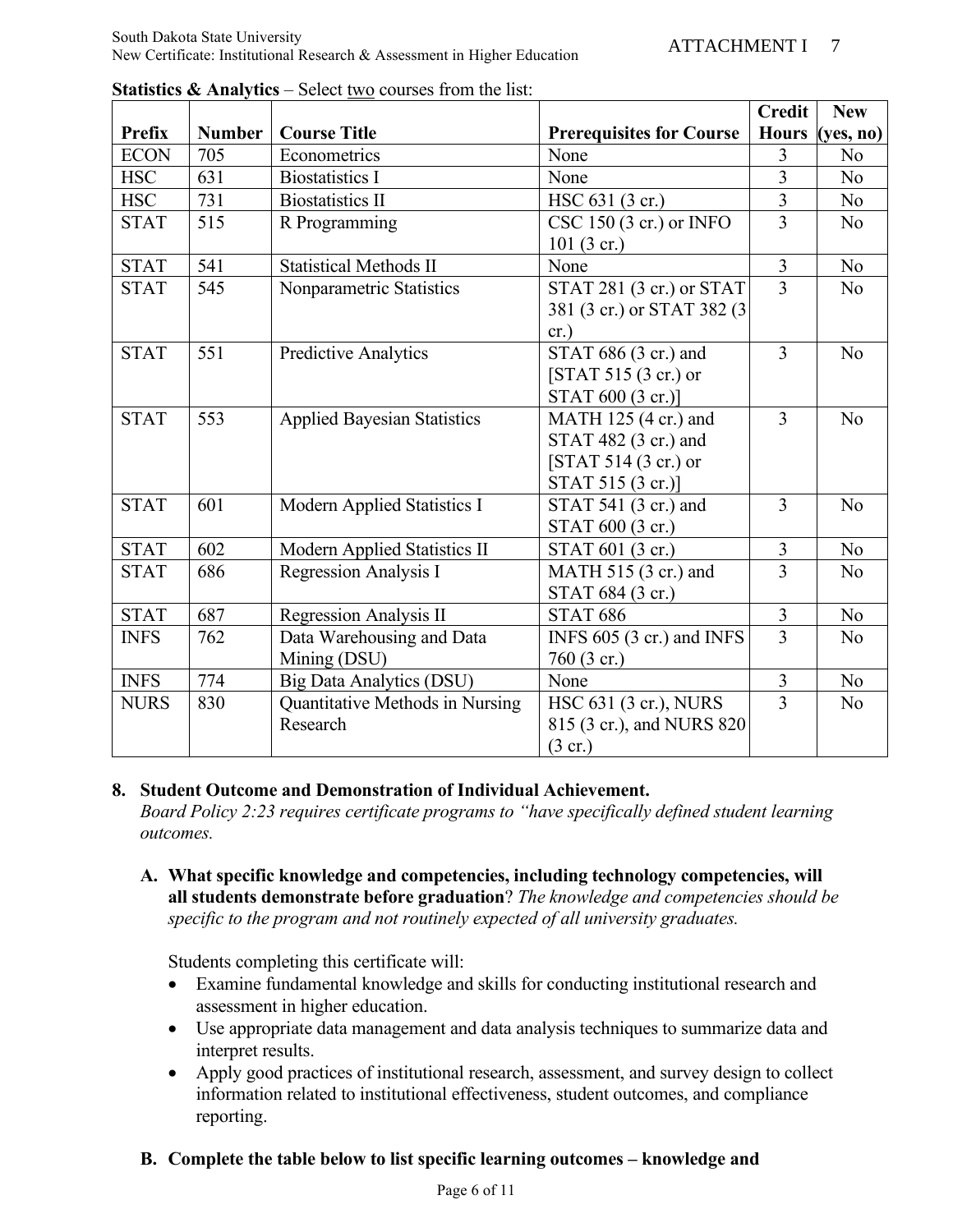**Statistics & Analytics** – Select two courses from the list:

| Prefix | Number | Course Title | Prerequisites for Course | Credit Hours | New (yes, no) |
|---|---|---|---|---|---|
| ECON | 705 | Econometrics | None | 3 | No |
| HSC | 631 | Biostatistics I | None | 3 | No |
| HSC | 731 | Biostatistics II | HSC 631 (3 cr.) | 3 | No |
| STAT | 515 | R Programming | CSC 150 (3 cr.) or INFO 101 (3 cr.) | 3 | No |
| STAT | 541 | Statistical Methods II | None | 3 | No |
| STAT | 545 | Nonparametric Statistics | STAT 281 (3 cr.) or STAT 381 (3 cr.) or STAT 382 (3 cr.) | 3 | No |
| STAT | 551 | Predictive Analytics | STAT 686 (3 cr.) and [STAT 515 (3 cr.) or STAT 600 (3 cr.)] | 3 | No |
| STAT | 553 | Applied Bayesian Statistics | MATH 125 (4 cr.) and STAT 482 (3 cr.) and [STAT 514 (3 cr.) or STAT 515 (3 cr.)] | 3 | No |
| STAT | 601 | Modern Applied Statistics I | STAT 541 (3 cr.) and STAT 600 (3 cr.) | 3 | No |
| STAT | 602 | Modern Applied Statistics II | STAT 601 (3 cr.) | 3 | No |
| STAT | 686 | Regression Analysis I | MATH 515 (3 cr.) and STAT 684 (3 cr.) | 3 | No |
| STAT | 687 | Regression Analysis II | STAT 686 | 3 | No |
| INFS | 762 | Data Warehousing and Data Mining (DSU) | INFS 605 (3 cr.) and INFS 760 (3 cr.) | 3 | No |
| INFS | 774 | Big Data Analytics (DSU) | None | 3 | No |
| NURS | 830 | Quantitative Methods in Nursing Research | HSC 631 (3 cr.), NURS 815 (3 cr.), and NURS 820 (3 cr.) | 3 | No |

**8. Student Outcome and Demonstration of Individual Achievement.**

*Board Policy 2:23 requires certificate programs to "have specifically defined student learning outcomes.*

**A. What specific knowledge and competencies, including technology competencies, will all students demonstrate before graduation**? *The knowledge and competencies should be specific to the program and not routinely expected of all university graduates.*

Students completing this certificate will:

- Examine fundamental knowledge and skills for conducting institutional research and assessment in higher education.
- Use appropriate data management and data analysis techniques to summarize data and interpret results.
- Apply good practices of institutional research, assessment, and survey design to collect information related to institutional effectiveness, student outcomes, and compliance reporting.

**B. Complete the table below to list specific learning outcomes – knowledge and**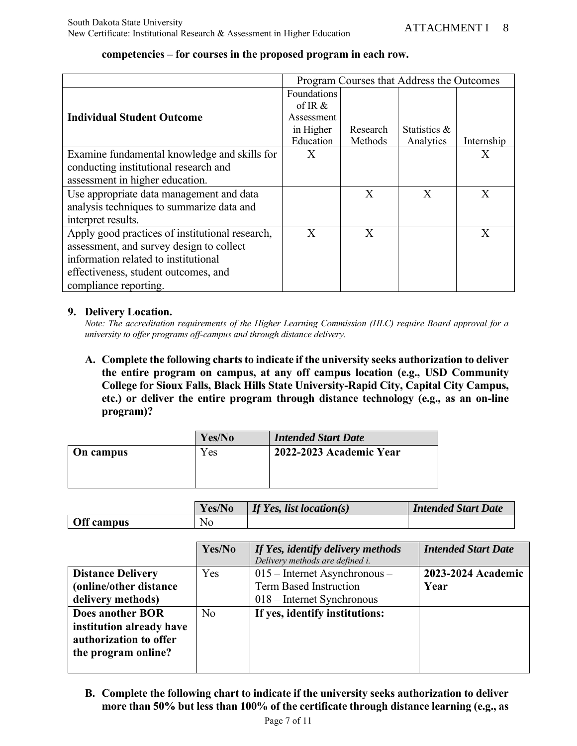**competencies – for courses in the proposed program in each row.**

| | Program Courses that Address the Outcomes | | | |
|---|---|---|---|---|
| **Individual Student Outcome** | Foundations of IR & Assessment in Higher Education | Research Methods | Statistics & Analytics | Internship |
| Examine fundamental knowledge and skills for conducting institutional research and assessment in higher education. | X | | | X |
| Use appropriate data management and data analysis techniques to summarize data and interpret results. | | X | X | X |
| Apply good practices of institutional research, assessment, and survey design to collect information related to institutional effectiveness, student outcomes, and compliance reporting. | X | X | | X |

**9. Delivery Location.**

*Note: The accreditation requirements of the Higher Learning Commission (HLC) require Board approval for a university to offer programs off-campus and through distance delivery.*

**A. Complete the following charts to indicate if the university seeks authorization to deliver the entire program on campus, at any off campus location (e.g., USD Community College for Sioux Falls, Black Hills State University-Rapid City, Capital City Campus, etc.) or deliver the entire program through distance technology (e.g., as an on-line program)?**

| | Yes/No | *Intended Start Date* |
|---|---|---|
| **On campus** | Yes | **2022-2023 Academic Year** |

| | Yes/No | *If Yes, list location(s)* | *Intended Start Date* |
|---|---|---|---|
| **Off campus** | No | | |

| | Yes/No | *If Yes, identify delivery methods* *Delivery methods are defined i.* | *Intended Start Date* |
|---|---|---|---|
| **Distance Delivery (online/other distance delivery methods)** | Yes | 015 – Internet Asynchronous – Term Based Instruction<br>018 – Internet Synchronous | **2023-2024 Academic Year** |
| **Does another BOR institution already have authorization to offer the program online?** | No | **If yes, identify institutions:** | |

**B. Complete the following chart to indicate if the university seeks authorization to deliver more than 50% but less than 100% of the certificate through distance learning (e.g., as**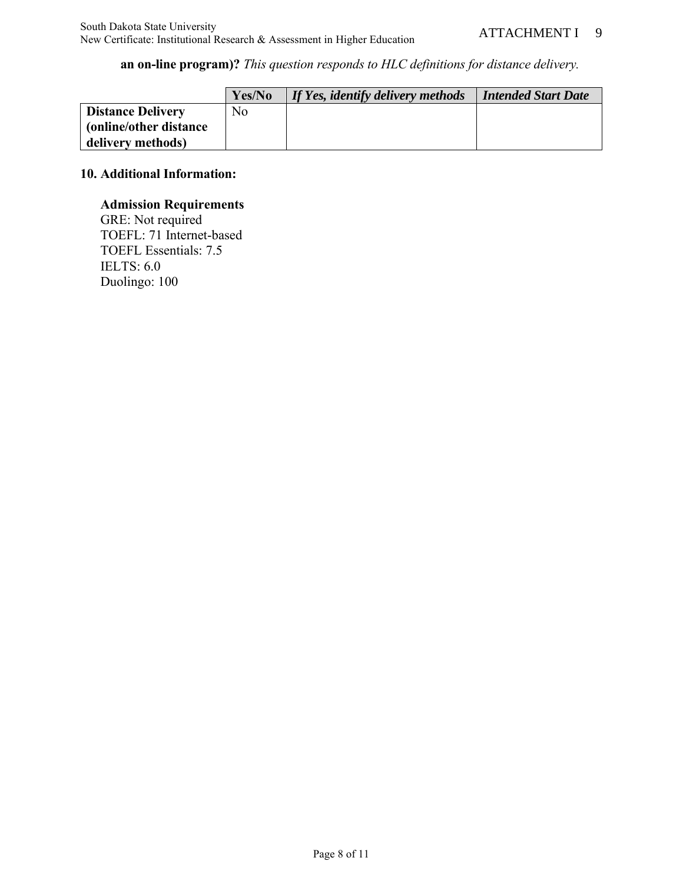**an on-line program)?** *This question responds to HLC definitions for distance delivery.*

| | **Yes/No** | ***If Yes, identify delivery methods*** | ***Intended Start Date*** |
|---|---|---|---|
| **Distance Delivery (online/other distance delivery methods)** | No | | |

**10. Additional Information:**

**Admission Requirements**
GRE: Not required
TOEFL: 71 Internet-based
TOEFL Essentials: 7.5
IELTS: 6.0
Duolingo: 100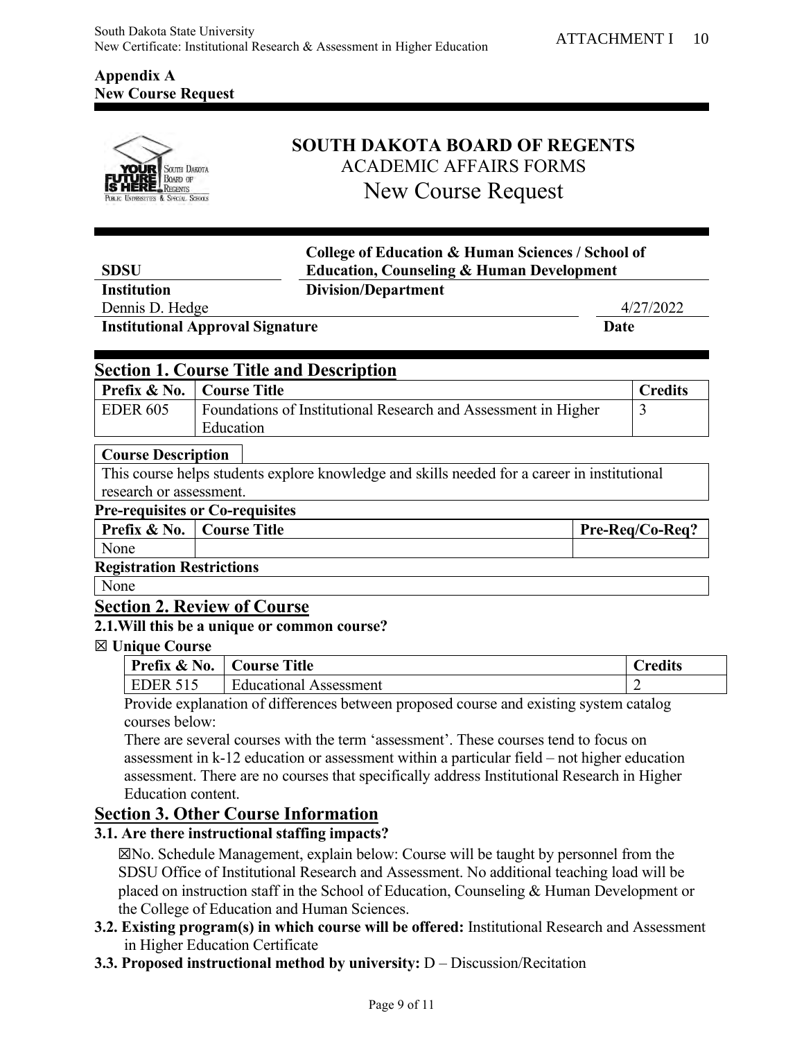**Appendix A**
**New Course Request**

# SOUTH DAKOTA BOARD OF REGENTS
ACADEMIC AFFAIRS FORMS
New Course Request

| **SDSU** | **College of Education & Human Sciences / School of Education, Counseling & Human Development** |
|---|---|
| **Institution** | **Division/Department** |

| Dennis D. Hedge | 4/27/2022 |
|---|---|
| **Institutional Approval Signature** | **Date** |

## Section 1. Course Title and Description

| Prefix & No. | Course Title | Credits |
|---|---|---|
| EDER 605 | Foundations of Institutional Research and Assessment in Higher Education | 3 |

**Course Description**

This course helps students explore knowledge and skills needed for a career in institutional research or assessment.

**Pre-requisites or Co-requisites**

| Prefix & No. | Course Title | Pre-Req/Co-Req? |
|---|---|---|
| None | | |

**Registration Restrictions**

None

## Section 2. Review of Course

**2.1. Will this be a unique or common course?**

☒ **Unique Course**

| Prefix & No. | Course Title | Credits |
|---|---|---|
| EDER 515 | Educational Assessment | 2 |

Provide explanation of differences between proposed course and existing system catalog courses below:

There are several courses with the term 'assessment'. These courses tend to focus on assessment in k-12 education or assessment within a particular field – not higher education assessment. There are no courses that specifically address Institutional Research in Higher Education content.

## Section 3. Other Course Information

**3.1. Are there instructional staffing impacts?**

☒No. Schedule Management, explain below: Course will be taught by personnel from the SDSU Office of Institutional Research and Assessment. No additional teaching load will be placed on instruction staff in the School of Education, Counseling & Human Development or the College of Education and Human Sciences.

**3.2. Existing program(s) in which course will be offered:** Institutional Research and Assessment in Higher Education Certificate

**3.3. Proposed instructional method by university:** D – Discussion/Recitation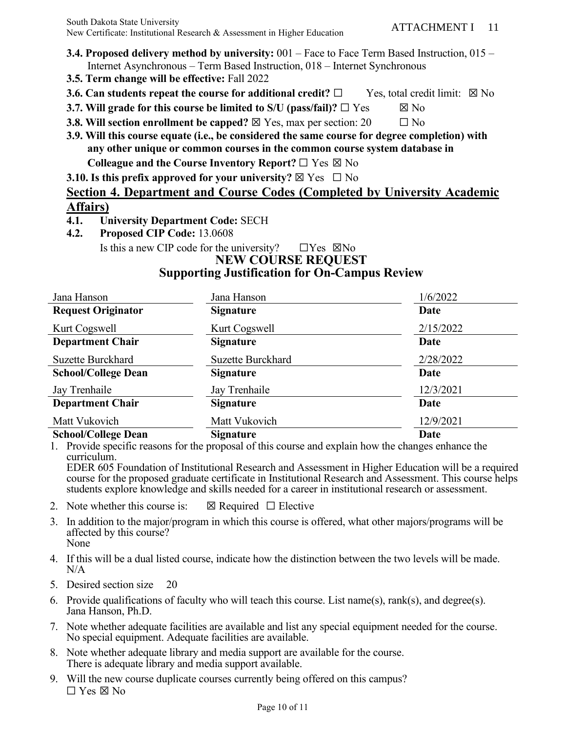**3.4. Proposed delivery method by university:** 001 – Face to Face Term Based Instruction, 015 – Internet Asynchronous – Term Based Instruction, 018 – Internet Synchronous

**3.5. Term change will be effective:** Fall 2022

**3.6. Can students repeat the course for additional credit?** ☐ Yes, total credit limit: ☒ No

**3.7. Will grade for this course be limited to S/U (pass/fail)?** ☐ Yes ☒ No

**3.8. Will section enrollment be capped?** ☒ Yes, max per section: 20 ☐ No

**3.9. Will this course equate (i.e., be considered the same course for degree completion) with any other unique or common courses in the common course system database in Colleague and the Course Inventory Report?** ☐ Yes ☒ No

**3.10. Is this prefix approved for your university?** ☒ Yes ☐ No

## Section 4. Department and Course Codes (Completed by University Academic Affairs)

**4.1. University Department Code:** SECH

**4.2. Proposed CIP Code:** 13.0608

Is this a new CIP code for the university? ☐Yes ☒No

## NEW COURSE REQUEST
## Supporting Justification for On-Campus Review

| | | |
|---|---|---|
| Jana Hanson | Jana Hanson | 1/6/2022 |
| **Request Originator** | **Signature** | **Date** |
| Kurt Cogswell | Kurt Cogswell | 2/15/2022 |
| **Department Chair** | **Signature** | **Date** |
| Suzette Burckhard | Suzette Burckhard | 2/28/2022 |
| **School/College Dean** | **Signature** | **Date** |
| Jay Trenhaile | Jay Trenhaile | 12/3/2021 |
| **Department Chair** | **Signature** | **Date** |
| Matt Vukovich | Matt Vukovich | 12/9/2021 |
| **School/College Dean** | **Signature** | **Date** |

1. Provide specific reasons for the proposal of this course and explain how the changes enhance the curriculum.
   EDER 605 Foundation of Institutional Research and Assessment in Higher Education will be a required course for the proposed graduate certificate in Institutional Research and Assessment. This course helps students explore knowledge and skills needed for a career in institutional research or assessment.
2. Note whether this course is: ☒ Required ☐ Elective
3. In addition to the major/program in which this course is offered, what other majors/programs will be affected by this course?
   None
4. If this will be a dual listed course, indicate how the distinction between the two levels will be made.
   N/A
5. Desired section size 20
6. Provide qualifications of faculty who will teach this course. List name(s), rank(s), and degree(s).
   Jana Hanson, Ph.D.
7. Note whether adequate facilities are available and list any special equipment needed for the course.
   No special equipment. Adequate facilities are available.
8. Note whether adequate library and media support are available for the course.
   There is adequate library and media support available.
9. Will the new course duplicate courses currently being offered on this campus?
   ☐ Yes ☒ No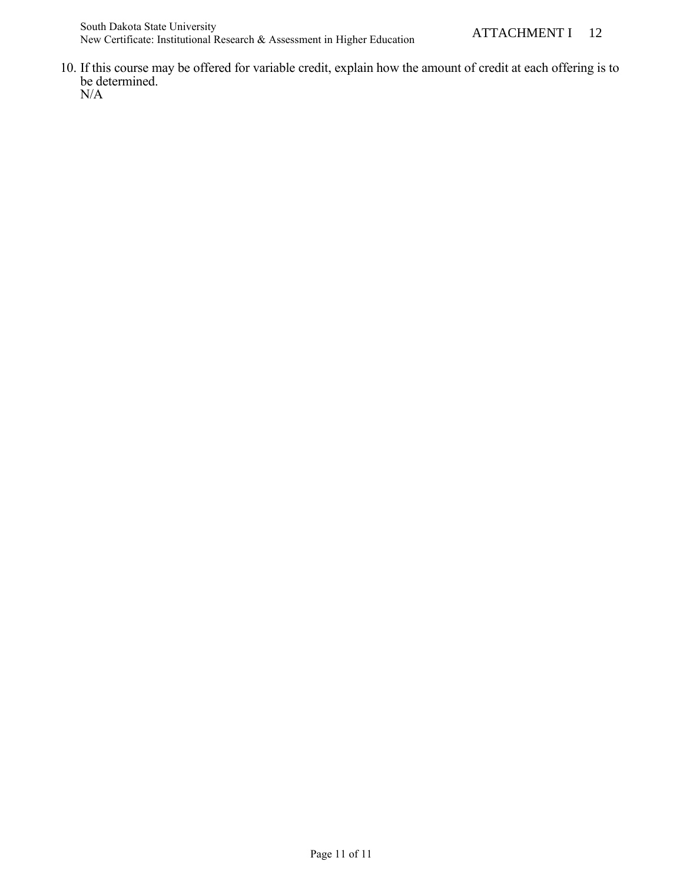10. If this course may be offered for variable credit, explain how the amount of credit at each offering is to be determined.
    N/A